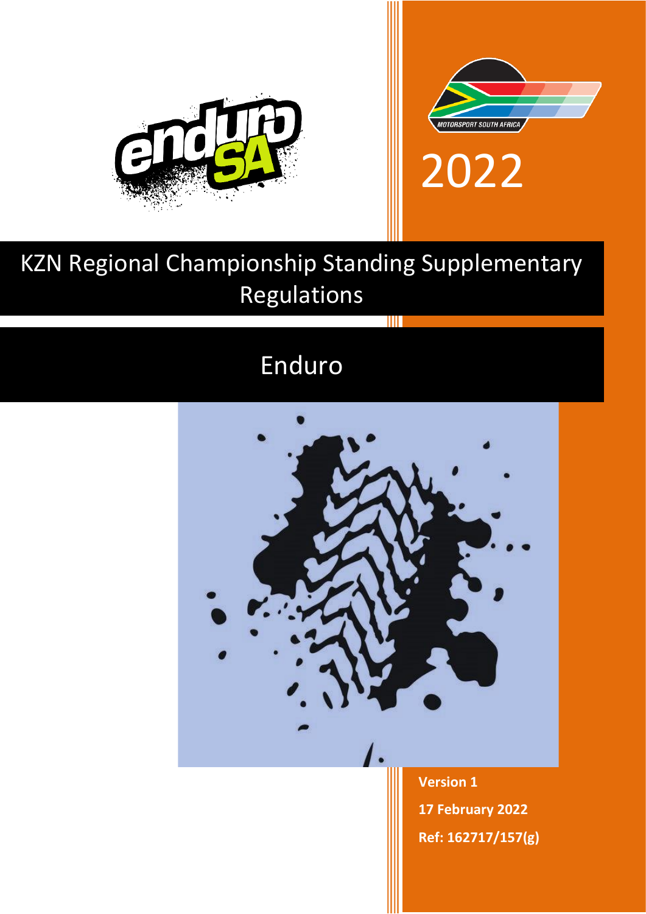2022

# KZN Regional Championship Standing Supplementary Regulations

## Enduro

**Version 1**

**17 February 2022**

**Ref: 162717/157(g)**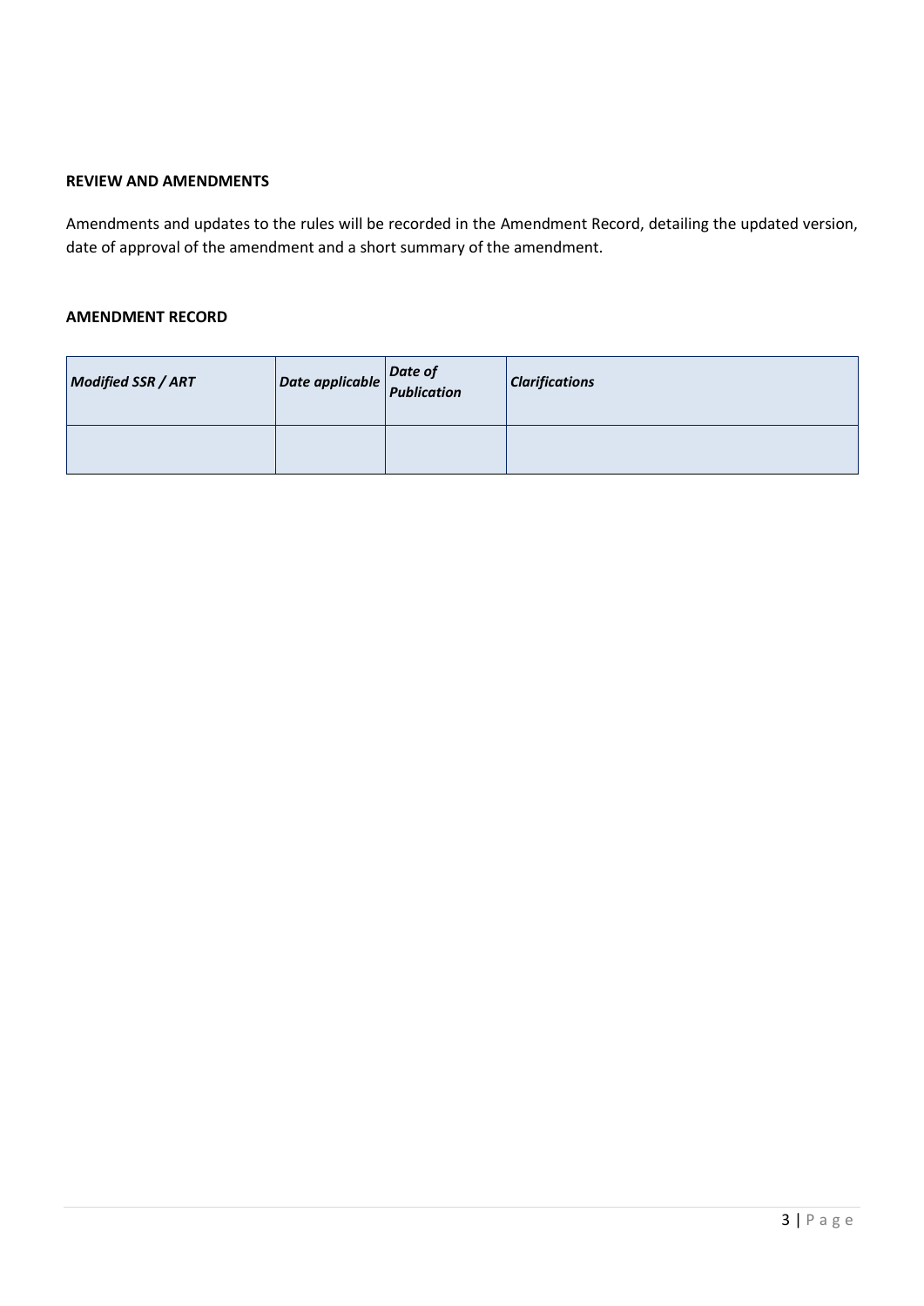**REVIEW AND AMENDMENTS**

Amendments and updates to the rules will be recorded in the Amendment Record, detailing the updated version, date of approval of the amendment and a short summary of the amendment.

**AMENDMENT RECORD**

| ***Modified SSR / ART*** | ***Date applicable*** | ***Date of Publication*** | ***Clarifications*** |
|---|---|---|---|
| | | | |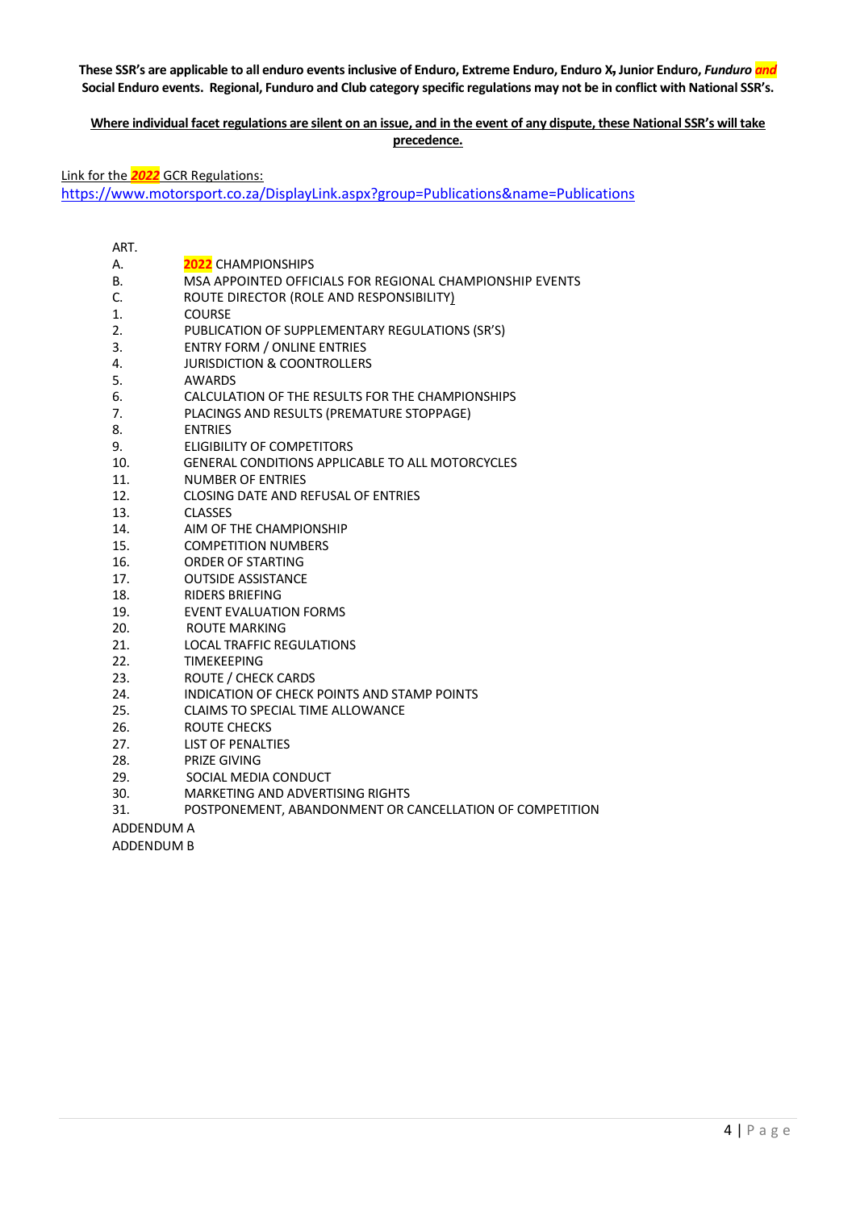**These SSR's are applicable to all enduro events inclusive of Enduro, Extreme Enduro, Enduro X, Junior Enduro, *Funduro and* Social Enduro events. Regional, Funduro and Club category specific regulations may not be in conflict with National SSR's.**

**Where individual facet regulations are silent on an issue, and in the event of any dispute, these National SSR's will take precedence.**

Link for the ***2022*** GCR Regulations:
https://www.motorsport.co.za/DisplayLink.aspx?group=Publications&name=Publications

| ART. | |
|---|---|
| A. | 2022 CHAMPIONSHIPS |
| B. | MSA APPOINTED OFFICIALS FOR REGIONAL CHAMPIONSHIP EVENTS |
| C. | ROUTE DIRECTOR (ROLE AND RESPONSIBILITY) |
| 1. | COURSE |
| 2. | PUBLICATION OF SUPPLEMENTARY REGULATIONS (SR'S) |
| 3. | ENTRY FORM / ONLINE ENTRIES |
| 4. | JURISDICTION & COONTROLLERS |
| 5. | AWARDS |
| 6. | CALCULATION OF THE RESULTS FOR THE CHAMPIONSHIPS |
| 7. | PLACINGS AND RESULTS (PREMATURE STOPPAGE) |
| 8. | ENTRIES |
| 9. | ELIGIBILITY OF COMPETITORS |
| 10. | GENERAL CONDITIONS APPLICABLE TO ALL MOTORCYCLES |
| 11. | NUMBER OF ENTRIES |
| 12. | CLOSING DATE AND REFUSAL OF ENTRIES |
| 13. | CLASSES |
| 14. | AIM OF THE CHAMPIONSHIP |
| 15. | COMPETITION NUMBERS |
| 16. | ORDER OF STARTING |
| 17. | OUTSIDE ASSISTANCE |
| 18. | RIDERS BRIEFING |
| 19. | EVENT EVALUATION FORMS |
| 20. | ROUTE MARKING |
| 21. | LOCAL TRAFFIC REGULATIONS |
| 22. | TIMEKEEPING |
| 23. | ROUTE / CHECK CARDS |
| 24. | INDICATION OF CHECK POINTS AND STAMP POINTS |
| 25. | CLAIMS TO SPECIAL TIME ALLOWANCE |
| 26. | ROUTE CHECKS |
| 27. | LIST OF PENALTIES |
| 28. | PRIZE GIVING |
| 29. | SOCIAL MEDIA CONDUCT |
| 30. | MARKETING AND ADVERTISING RIGHTS |
| 31. | POSTPONEMENT, ABANDONMENT OR CANCELLATION OF COMPETITION |
| ADDENDUM A | |
| ADDENDUM B | |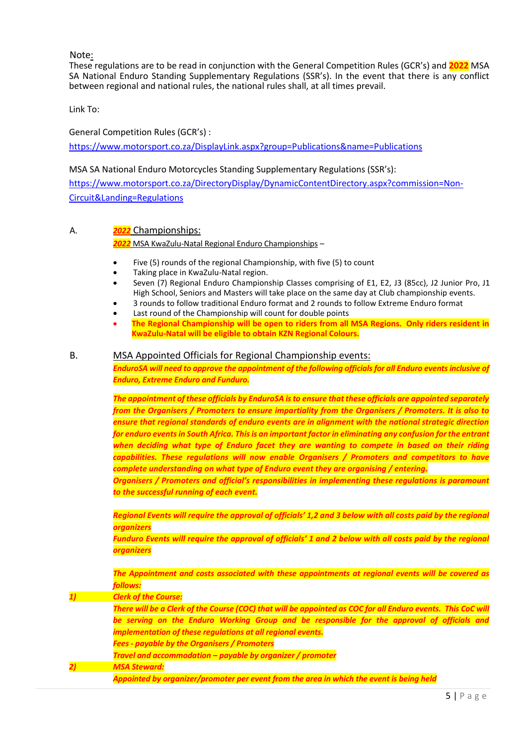Note:
These regulations are to be read in conjunction with the General Competition Rules (GCR's) and **2022** MSA SA National Enduro Standing Supplementary Regulations (SSR's). In the event that there is any conflict between regional and national rules, the national rules shall, at all times prevail.

Link To:

General Competition Rules (GCR's) :

https://www.motorsport.co.za/DisplayLink.aspx?group=Publications&name=Publications

MSA SA National Enduro Motorcycles Standing Supplementary Regulations (SSR's):

https://www.motorsport.co.za/DirectoryDisplay/DynamicContentDirectory.aspx?commission=Non-Circuit&Landing=Regulations

## A. ***2022*** Championships:

***2022*** MSA KwaZulu-Natal Regional Enduro Championships –

- Five (5) rounds of the regional Championship, with five (5) to count
- Taking place in KwaZulu-Natal region.
- Seven (7) Regional Enduro Championship Classes comprising of E1, E2, J3 (85cc), J2 Junior Pro, J1 High School, Seniors and Masters will take place on the same day at Club championship events.
- 3 rounds to follow traditional Enduro format and 2 rounds to follow Extreme Enduro format
- Last round of the Championship will count for double points
- **The Regional Championship will be open to riders from all MSA Regions. Only riders resident in KwaZulu-Natal will be eligible to obtain KZN Regional Colours.**

## B. MSA Appointed Officials for Regional Championship events:

***EnduroSA will need to approve the appointment of the following officials for all Enduro events inclusive of Enduro, Extreme Enduro and Funduro.***

***The appointment of these officials by EnduroSA is to ensure that these officials are appointed separately from the Organisers / Promoters to ensure impartiality from the Organisers / Promoters. It is also to ensure that regional standards of enduro events are in alignment with the national strategic direction for enduro events in South Africa. This is an important factor in eliminating any confusion for the entrant when deciding what type of Enduro facet they are wanting to compete in based on their riding capabilities. These regulations will now enable Organisers / Promoters and competitors to have complete understanding on what type of Enduro event they are organising / entering.***
***Organisers / Promoters and official's responsibilities in implementing these regulations is paramount to the successful running of each event.***

***Regional Events will require the approval of officials' 1,2 and 3 below with all costs paid by the regional organizers***
***Funduro Events will require the approval of officials' 1 and 2 below with all costs paid by the regional organizers***

***The Appointment and costs associated with these appointments at regional events will be covered as follows:***

***1) Clerk of the Course:***

***There will be a Clerk of the Course (COC) that will be appointed as COC for all Enduro events. This CoC will be serving on the Enduro Working Group and be responsible for the approval of officials and implementation of these regulations at all regional events.***
***Fees - payable by the Organisers / Promoters***
***Travel and accommodation – payable by organizer / promoter***

***2) MSA Steward:***

***Appointed by organizer/promoter per event from the area in which the event is being held***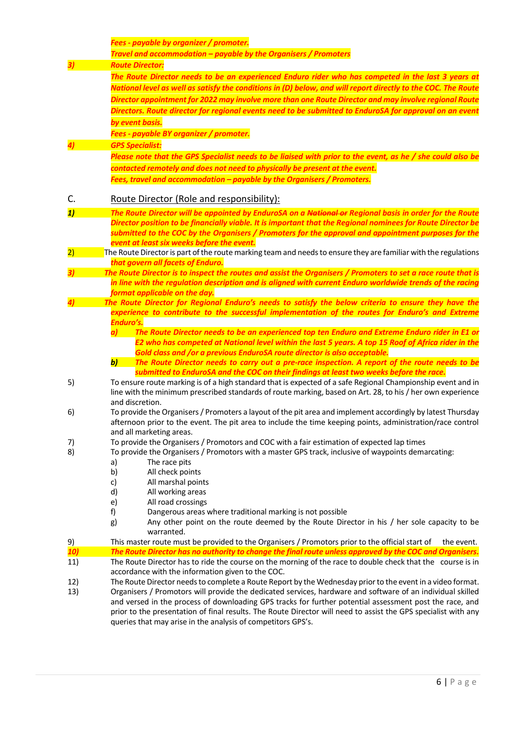*Fees - payable by organizer / promoter.*

*Travel and accommodation – payable by the Organisers / Promoters*

***3)*** ***Route Director:***

*The Route Director needs to be an experienced Enduro rider who has competed in the last 3 years at National level as well as satisfy the conditions in (D) below, and will report directly to the COC. The Route Director appointment for 2022 may involve more than one Route Director and may involve regional Route Directors. Route director for regional events need to be submitted to EnduroSA for approval on an event by event basis.*

*Fees - payable BY organizer / promoter.*

***4)*** ***GPS Specialist:***

*Please note that the GPS Specialist needs to be liaised with prior to the event, as he / she could also be contacted remotely and does not need to physically be present at the event.*

*Fees, travel and accommodation – payable by the Organisers / Promoters.*

## C. Route Director (Role and responsibility):

***1)*** *The Route Director will be appointed by EnduroSA on a ~~National or~~ Regional basis in order for the Route Director position to be financially viable. It is important that the Regional nominees for Route Director be submitted to the COC by the Organisers / Promoters for the approval and appointment purposes for the event at least six weeks before the event.*

2) The Route Director is part of the route marking team and needs to ensure they are familiar with the regulations *that govern all facets of Enduro.*

***3)*** *The Route Director is to inspect the routes and assist the Organisers / Promoters to set a race route that is in line with the regulation description and is aligned with current Enduro worldwide trends of the racing format applicable on the day.*

***4)*** *The Route Director for Regional Enduro's needs to satisfy the below criteria to ensure they have the experience to contribute to the successful implementation of the routes for Enduro's and Extreme Enduro's.*

- ***a)*** *The Route Director needs to be an experienced top ten Enduro and Extreme Enduro rider in E1 or E2 who has competed at National level within the last 5 years. A top 15 Roof of Africa rider in the Gold class and /or a previous EnduroSA route director is also acceptable.*
- ***b)*** *The Route Director needs to carry out a pre-race inspection. A report of the route needs to be submitted to EnduroSA and the COC on their findings at least two weeks before the race.*

5) To ensure route marking is of a high standard that is expected of a safe Regional Championship event and in line with the minimum prescribed standards of route marking, based on Art. 28, to his / her own experience and discretion.

6) To provide the Organisers / Promoters a layout of the pit area and implement accordingly by latest Thursday afternoon prior to the event. The pit area to include the time keeping points, administration/race control and all marketing areas.

7) To provide the Organisers / Promotors and COC with a fair estimation of expected lap times

8) To provide the Organisers / Promotors with a master GPS track, inclusive of waypoints demarcating:

- a) The race pits
- b) All check points
- c) All marshal points
- d) All working areas
- e) All road crossings
- f) Dangerous areas where traditional marking is not possible
- g) Any other point on the route deemed by the Route Director in his / her sole capacity to be warranted.

9) This master route must be provided to the Organisers / Promotors prior to the official start of the event.

***10)*** ***The Route Director has no authority to change the final route unless approved by the COC and Organisers.***

11) The Route Director has to ride the course on the morning of the race to double check that the course is in accordance with the information given to the COC.

12) The Route Director needs to complete a Route Report by the Wednesday prior to the event in a video format.

13) Organisers / Promotors will provide the dedicated services, hardware and software of an individual skilled and versed in the process of downloading GPS tracks for further potential assessment post the race, and prior to the presentation of final results. The Route Director will need to assist the GPS specialist with any queries that may arise in the analysis of competitors GPS's.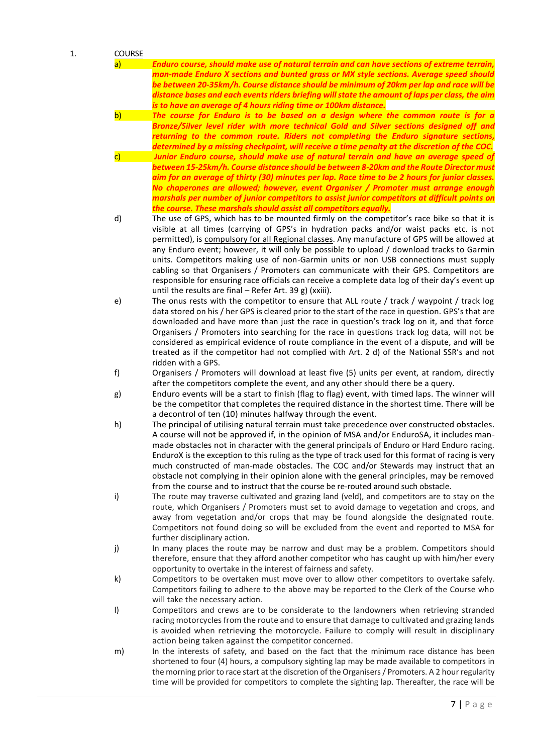1. COURSE

a) ***Enduro course, should make use of natural terrain and can have sections of extreme terrain, man-made Enduro X sections and bunted grass or MX style sections. Average speed should be between 20-35km/h. Course distance should be minimum of 20km per lap and race will be distance bases and each events riders briefing will state the amount of laps per class, the aim is to have an average of 4 hours riding time or 100km distance.***

b) ***The course for Enduro is to be based on a design where the common route is for a Bronze/Silver level rider with more technical Gold and Silver sections designed off and returning to the common route. Riders not completing the Enduro signature sections, determined by a missing checkpoint, will receive a time penalty at the discretion of the COC.***

c) ***Junior Enduro course, should make use of natural terrain and have an average speed of between 15-25km/h. Course distance should be between 8-20km and the Route Director must aim for an average of thirty (30) minutes per lap. Race time to be 2 hours for junior classes. No chaperones are allowed; however, event Organiser / Promoter must arrange enough marshals per number of junior competitors to assist junior competitors at difficult points on the course. These marshals should assist all competitors equally.***

d) The use of GPS, which has to be mounted firmly on the competitor's race bike so that it is visible at all times (carrying of GPS's in hydration packs and/or waist packs etc. is not permitted), is compulsory for all Regional classes. Any manufacture of GPS will be allowed at any Enduro event; however, it will only be possible to upload / download tracks to Garmin units. Competitors making use of non-Garmin units or non USB connections must supply cabling so that Organisers / Promoters can communicate with their GPS. Competitors are responsible for ensuring race officials can receive a complete data log of their day's event up until the results are final – Refer Art. 39 g) (xxiii).

e) The onus rests with the competitor to ensure that ALL route / track / waypoint / track log data stored on his / her GPS is cleared prior to the start of the race in question. GPS's that are downloaded and have more than just the race in question's track log on it, and that force Organisers / Promoters into searching for the race in questions track log data, will not be considered as empirical evidence of route compliance in the event of a dispute, and will be treated as if the competitor had not complied with Art. 2 d) of the National SSR's and not ridden with a GPS.

f) Organisers / Promoters will download at least five (5) units per event, at random, directly after the competitors complete the event, and any other should there be a query.

g) Enduro events will be a start to finish (flag to flag) event, with timed laps. The winner will be the competitor that completes the required distance in the shortest time. There will be a decontrol of ten (10) minutes halfway through the event.

h) The principal of utilising natural terrain must take precedence over constructed obstacles. A course will not be approved if, in the opinion of MSA and/or EnduroSA, it includes man-made obstacles not in character with the general principals of Enduro or Hard Enduro racing. EnduroX is the exception to this ruling as the type of track used for this format of racing is very much constructed of man-made obstacles. The COC and/or Stewards may instruct that an obstacle not complying in their opinion alone with the general principles, may be removed from the course and to instruct that the course be re-routed around such obstacle.

i) The route may traverse cultivated and grazing land (veld), and competitors are to stay on the route, which Organisers / Promoters must set to avoid damage to vegetation and crops, and away from vegetation and/or crops that may be found alongside the designated route. Competitors not found doing so will be excluded from the event and reported to MSA for further disciplinary action.

j) In many places the route may be narrow and dust may be a problem. Competitors should therefore, ensure that they afford another competitor who has caught up with him/her every opportunity to overtake in the interest of fairness and safety.

k) Competitors to be overtaken must move over to allow other competitors to overtake safely. Competitors failing to adhere to the above may be reported to the Clerk of the Course who will take the necessary action.

l) Competitors and crews are to be considerate to the landowners when retrieving stranded racing motorcycles from the route and to ensure that damage to cultivated and grazing lands is avoided when retrieving the motorcycle. Failure to comply will result in disciplinary action being taken against the competitor concerned.

m) In the interests of safety, and based on the fact that the minimum race distance has been shortened to four (4) hours, a compulsory sighting lap may be made available to competitors in the morning prior to race start at the discretion of the Organisers / Promoters. A 2 hour regularity time will be provided for competitors to complete the sighting lap. Thereafter, the race will be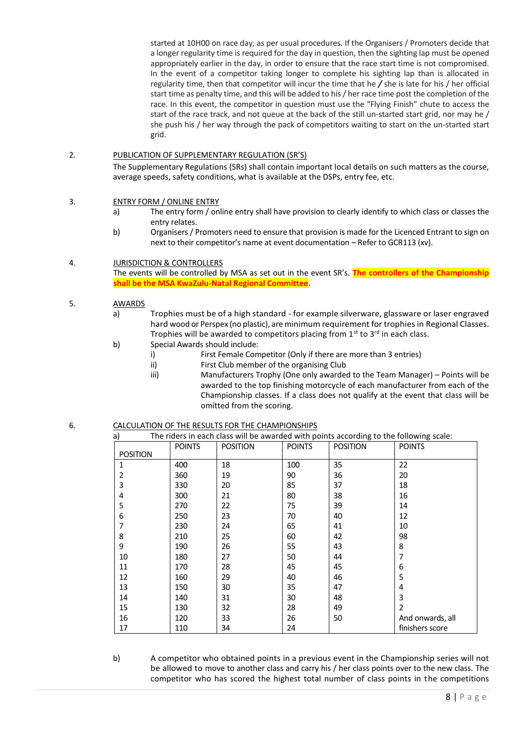started at 10H00 on race day, as per usual procedures. If the Organisers / Promoters decide that a longer regularity time is required for the day in question, then the sighting lap must be opened appropriately earlier in the day, in order to ensure that the race start time is not compromised. In the event of a competitor taking longer to complete his sighting lap than is allocated in regularity time, then that competitor will incur the time that he / she is late for his / her official start time as penalty time, and this will be added to his / her race time post the completion of the race. In this event, the competitor in question must use the "Flying Finish" chute to access the start of the race track, and not queue at the back of the still un-started start grid, nor may he / she push his / her way through the pack of competitors waiting to start on the un-started start grid.

2. PUBLICATION OF SUPPLEMENTARY REGULATION (SR'S)

The Supplementary Regulations (SRs) shall contain important local details on such matters as the course, average speeds, safety conditions, what is available at the DSPs, entry fee, etc.

3. ENTRY FORM / ONLINE ENTRY

a) The entry form / online entry shall have provision to clearly identify to which class or classes the entry relates.

b) Organisers / Promoters need to ensure that provision is made for the Licenced Entrant to sign on next to their competitor's name at event documentation – Refer to GCR113 (xv).

4. JURISDICTION & CONTROLLERS

The events will be controlled by MSA as set out in the event SR's. **The controllers of the Championship shall be the MSA KwaZulu-Natal Regional Committee.**

5. AWARDS

a) Trophies must be of a high standard - for example silverware, glassware or laser engraved hard wood or Perspex (no plastic), are minimum requirement for trophies in Regional Classes. Trophies will be awarded to competitors placing from 1st to 3rd in each class.

b) Special Awards should include:

   i) First Female Competitor (Only if there are more than 3 entries)

   ii) First Club member of the organising Club

   iii) Manufacturers Trophy (One only awarded to the Team Manager) – Points will be awarded to the top finishing motorcycle of each manufacturer from each of the Championship classes. If a class does not qualify at the event that class will be omitted from the scoring.

6. CALCULATION OF THE RESULTS FOR THE CHAMPIONSHIPS

a) The riders in each class will be awarded with points according to the following scale:

| POSITION | POINTS | POSITION | POINTS | POSITION | POINTS |
|---|---|---|---|---|---|
| 1 | 400 | 18 | 100 | 35 | 22 |
| 2 | 360 | 19 | 90 | 36 | 20 |
| 3 | 330 | 20 | 85 | 37 | 18 |
| 4 | 300 | 21 | 80 | 38 | 16 |
| 5 | 270 | 22 | 75 | 39 | 14 |
| 6 | 250 | 23 | 70 | 40 | 12 |
| 7 | 230 | 24 | 65 | 41 | 10 |
| 8 | 210 | 25 | 60 | 42 | 98 |
| 9 | 190 | 26 | 55 | 43 | 8 |
| 10 | 180 | 27 | 50 | 44 | 7 |
| 11 | 170 | 28 | 45 | 45 | 6 |
| 12 | 160 | 29 | 40 | 46 | 5 |
| 13 | 150 | 30 | 35 | 47 | 4 |
| 14 | 140 | 31 | 30 | 48 | 3 |
| 15 | 130 | 32 | 28 | 49 | 2 |
| 16 | 120 | 33 | 26 | 50 | And onwards, all finishers score |
| 17 | 110 | 34 | 24 | | |

b) A competitor who obtained points in a previous event in the Championship series will not be allowed to move to another class and carry his / her class points over to the new class. The competitor who has scored the highest total number of class points in the competitions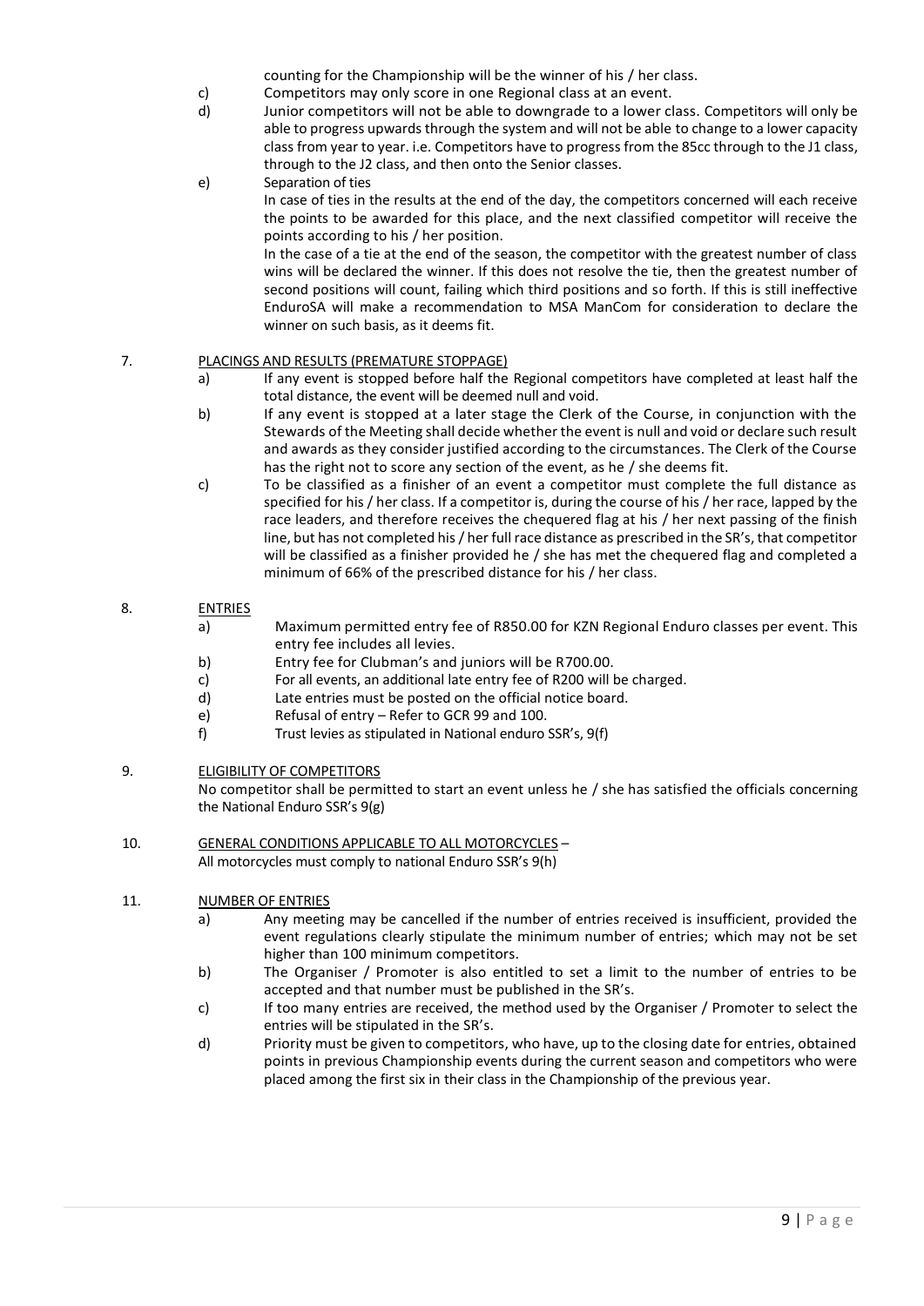counting for the Championship will be the winner of his / her class.

c) Competitors may only score in one Regional class at an event.

d) Junior competitors will not be able to downgrade to a lower class. Competitors will only be able to progress upwards through the system and will not be able to change to a lower capacity class from year to year. i.e. Competitors have to progress from the 85cc through to the J1 class, through to the J2 class, and then onto the Senior classes.

e) Separation of ties

In case of ties in the results at the end of the day, the competitors concerned will each receive the points to be awarded for this place, and the next classified competitor will receive the points according to his / her position.

In the case of a tie at the end of the season, the competitor with the greatest number of class wins will be declared the winner. If this does not resolve the tie, then the greatest number of second positions will count, failing which third positions and so forth. If this is still ineffective EnduroSA will make a recommendation to MSA ManCom for consideration to declare the winner on such basis, as it deems fit.

7. PLACINGS AND RESULTS (PREMATURE STOPPAGE)

a) If any event is stopped before half the Regional competitors have completed at least half the total distance, the event will be deemed null and void.

b) If any event is stopped at a later stage the Clerk of the Course, in conjunction with the Stewards of the Meeting shall decide whether the event is null and void or declare such result and awards as they consider justified according to the circumstances. The Clerk of the Course has the right not to score any section of the event, as he / she deems fit.

c) To be classified as a finisher of an event a competitor must complete the full distance as specified for his / her class. If a competitor is, during the course of his / her race, lapped by the race leaders, and therefore receives the chequered flag at his / her next passing of the finish line, but has not completed his / her full race distance as prescribed in the SR's, that competitor will be classified as a finisher provided he / she has met the chequered flag and completed a minimum of 66% of the prescribed distance for his / her class.

8. ENTRIES

a) Maximum permitted entry fee of R850.00 for KZN Regional Enduro classes per event. This entry fee includes all levies.

b) Entry fee for Clubman's and juniors will be R700.00.

c) For all events, an additional late entry fee of R200 will be charged.

d) Late entries must be posted on the official notice board.

e) Refusal of entry – Refer to GCR 99 and 100.

f) Trust levies as stipulated in National enduro SSR's, 9(f)

9. ELIGIBILITY OF COMPETITORS

No competitor shall be permitted to start an event unless he / she has satisfied the officials concerning the National Enduro SSR's 9(g)

10. GENERAL CONDITIONS APPLICABLE TO ALL MOTORCYCLES –

All motorcycles must comply to national Enduro SSR's 9(h)

11. NUMBER OF ENTRIES

a) Any meeting may be cancelled if the number of entries received is insufficient, provided the event regulations clearly stipulate the minimum number of entries; which may not be set higher than 100 minimum competitors.

b) The Organiser / Promoter is also entitled to set a limit to the number of entries to be accepted and that number must be published in the SR's.

c) If too many entries are received, the method used by the Organiser / Promoter to select the entries will be stipulated in the SR's.

d) Priority must be given to competitors, who have, up to the closing date for entries, obtained points in previous Championship events during the current season and competitors who were placed among the first six in their class in the Championship of the previous year.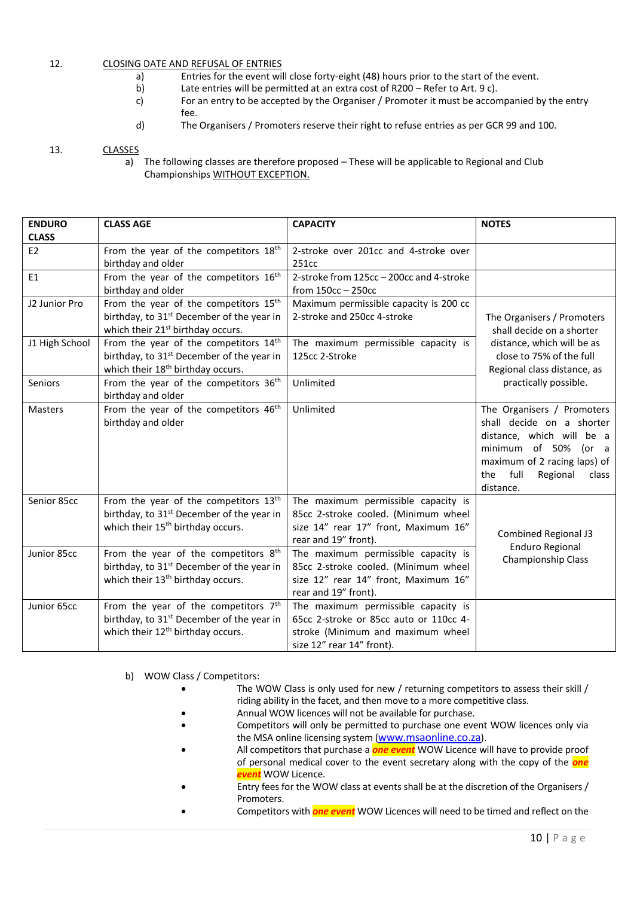12. <u>CLOSING DATE AND REFUSAL OF ENTRIES</u>

   a) Entries for the event will close forty-eight (48) hours prior to the start of the event.
   b) Late entries will be permitted at an extra cost of R200 – Refer to Art. 9 c).
   c) For an entry to be accepted by the Organiser / Promoter it must be accompanied by the entry fee.
   d) The Organisers / Promoters reserve their right to refuse entries as per GCR 99 and 100.

13. <u>CLASSES</u>

   a) The following classes are therefore proposed – These will be applicable to Regional and Club Championships <u>WITHOUT EXCEPTION.</u>

| **ENDURO CLASS** | **CLASS AGE** | **CAPACITY** | **NOTES** |
|---|---|---|---|
| E2 | From the year of the competitors 18th birthday and older | 2-stroke over 201cc and 4-stroke over 251cc | |
| E1 | From the year of the competitors 16th birthday and older | 2-stroke from 125cc – 200cc and 4-stroke from 150cc – 250cc | |
| J2 Junior Pro | From the year of the competitors 15th birthday, to 31st December of the year in which their 21st birthday occurs. | Maximum permissible capacity is 200 cc 2-stroke and 250cc 4-stroke | The Organisers / Promoters shall decide on a shorter distance, which will be as close to 75% of the full Regional class distance, as practically possible. |
| J1 High School | From the year of the competitors 14th birthday, to 31st December of the year in which their 18th birthday occurs. | The maximum permissible capacity is 125cc 2-Stroke | |
| Seniors | From the year of the competitors 36th birthday and older | Unlimited | |
| Masters | From the year of the competitors 46th birthday and older | Unlimited | The Organisers / Promoters shall decide on a shorter distance, which will be a minimum of 50% (or a maximum of 2 racing laps) of the full Regional class distance. |
| Senior 85cc | From the year of the competitors 13th birthday, to 31st December of the year in which their 15th birthday occurs. | The maximum permissible capacity is 85cc 2-stroke cooled. (Minimum wheel size 14" rear 17" front, Maximum 16" rear and 19" front). | Combined Regional J3 Enduro Regional Championship Class |
| Junior 85cc | From the year of the competitors 8th birthday, to 31st December of the year in which their 13th birthday occurs. | The maximum permissible capacity is 85cc 2-stroke cooled. (Minimum wheel size 12" rear 14" front, Maximum 16" rear and 19" front). | |
| Junior 65cc | From the year of the competitors 7th birthday, to 31st December of the year in which their 12th birthday occurs. | The maximum permissible capacity is 65cc 2-stroke or 85cc auto or 110cc 4-stroke (Minimum and maximum wheel size 12" rear 14" front). | |

   b) WOW Class / Competitors:

   - The WOW Class is only used for new / returning competitors to assess their skill / riding ability in the facet, and then move to a more competitive class.
   - Annual WOW licences will not be available for purchase.
   - Competitors will only be permitted to purchase one event WOW licences only via the MSA online licensing system (www.msaonline.co.za).
   - All competitors that purchase a ***one event*** WOW Licence will have to provide proof of personal medical cover to the event secretary along with the copy of the ***one event*** WOW Licence.
   - Entry fees for the WOW class at events shall be at the discretion of the Organisers / Promoters.
   - Competitors with ***one event*** WOW Licences will need to be timed and reflect on the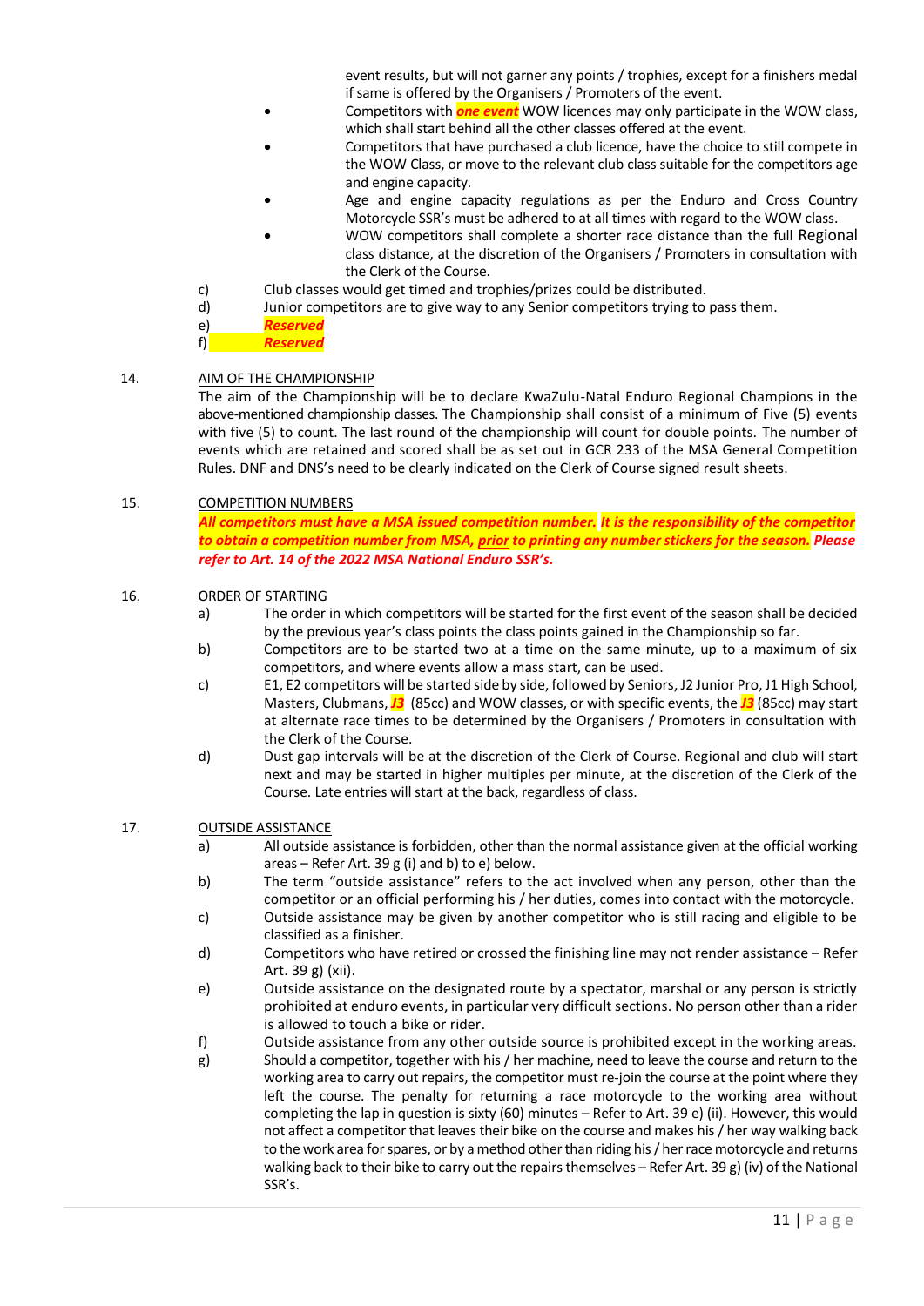event results, but will not garner any points / trophies, except for a finishers medal if same is offered by the Organisers / Promoters of the event.

- Competitors with ***one event*** WOW licences may only participate in the WOW class, which shall start behind all the other classes offered at the event.
- Competitors that have purchased a club licence, have the choice to still compete in the WOW Class, or move to the relevant club class suitable for the competitors age and engine capacity.
- Age and engine capacity regulations as per the Enduro and Cross Country Motorcycle SSR's must be adhered to at all times with regard to the WOW class.
- WOW competitors shall complete a shorter race distance than the full Regional class distance, at the discretion of the Organisers / Promoters in consultation with the Clerk of the Course.

c) Club classes would get timed and trophies/prizes could be distributed.

d) Junior competitors are to give way to any Senior competitors trying to pass them.

e) ***Reserved***

f) ***Reserved***

## 14. AIM OF THE CHAMPIONSHIP

The aim of the Championship will be to declare KwaZulu-Natal Enduro Regional Champions in the above-mentioned championship classes. The Championship shall consist of a minimum of Five (5) events with five (5) to count. The last round of the championship will count for double points. The number of events which are retained and scored shall be as set out in GCR 233 of the MSA General Competition Rules. DNF and DNS's need to be clearly indicated on the Clerk of Course signed result sheets.

## 15. COMPETITION NUMBERS

***All competitors must have a MSA issued competition number. It is the responsibility of the competitor to obtain a competition number from MSA, prior to printing any number stickers for the season. Please refer to Art. 14 of the 2022 MSA National Enduro SSR's.***

## 16. ORDER OF STARTING

a) The order in which competitors will be started for the first event of the season shall be decided by the previous year's class points the class points gained in the Championship so far.

b) Competitors are to be started two at a time on the same minute, up to a maximum of six competitors, and where events allow a mass start, can be used.

c) E1, E2 competitors will be started side by side, followed by Seniors, J2 Junior Pro, J1 High School, Masters, Clubmans, ***J3*** (85cc) and WOW classes, or with specific events, the ***J3*** (85cc) may start at alternate race times to be determined by the Organisers / Promoters in consultation with the Clerk of the Course.

d) Dust gap intervals will be at the discretion of the Clerk of Course. Regional and club will start next and may be started in higher multiples per minute, at the discretion of the Clerk of the Course. Late entries will start at the back, regardless of class.

## 17. OUTSIDE ASSISTANCE

a) All outside assistance is forbidden, other than the normal assistance given at the official working areas – Refer Art. 39 g (i) and b) to e) below.

b) The term "outside assistance" refers to the act involved when any person, other than the competitor or an official performing his / her duties, comes into contact with the motorcycle.

c) Outside assistance may be given by another competitor who is still racing and eligible to be classified as a finisher.

d) Competitors who have retired or crossed the finishing line may not render assistance – Refer Art. 39 g) (xii).

e) Outside assistance on the designated route by a spectator, marshal or any person is strictly prohibited at enduro events, in particular very difficult sections. No person other than a rider is allowed to touch a bike or rider.

f) Outside assistance from any other outside source is prohibited except in the working areas.

g) Should a competitor, together with his / her machine, need to leave the course and return to the working area to carry out repairs, the competitor must re-join the course at the point where they left the course. The penalty for returning a race motorcycle to the working area without completing the lap in question is sixty (60) minutes – Refer to Art. 39 e) (ii). However, this would not affect a competitor that leaves their bike on the course and makes his / her way walking back to the work area for spares, or by a method other than riding his / her race motorcycle and returns walking back to their bike to carry out the repairs themselves – Refer Art. 39 g) (iv) of the National SSR's.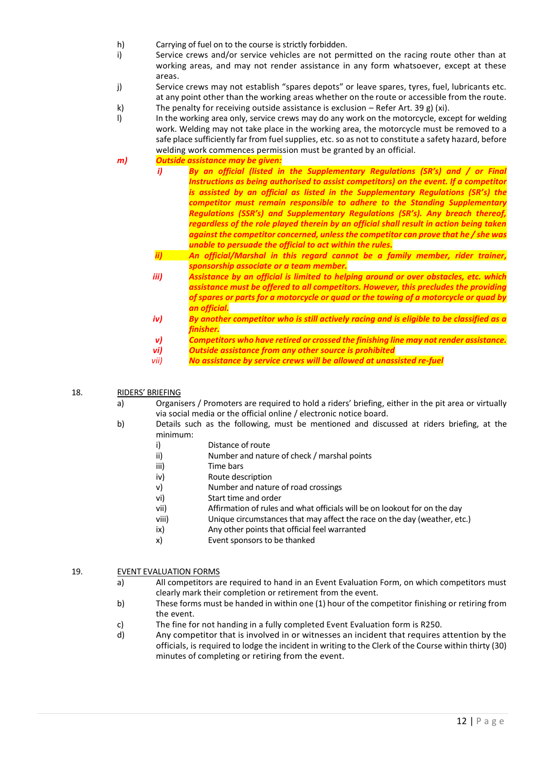h) Carrying of fuel on to the course is strictly forbidden.

i) Service crews and/or service vehicles are not permitted on the racing route other than at working areas, and may not render assistance in any form whatsoever, except at these areas.

j) Service crews may not establish "spares depots" or leave spares, tyres, fuel, lubricants etc. at any point other than the working areas whether on the route or accessible from the route.

k) The penalty for receiving outside assistance is exclusion – Refer Art. 39 g) (xi).

l) In the working area only, service crews may do any work on the motorcycle, except for welding work. Welding may not take place in the working area, the motorcycle must be removed to a safe place sufficiently far from fuel supplies, etc. so as not to constitute a safety hazard, before welding work commences permission must be granted by an official.

***m) Outside assistance may be given:***

- ***i) By an official (listed in the Supplementary Regulations (SR's) and / or Final Instructions as being authorised to assist competitors) on the event. If a competitor is assisted by an official as listed in the Supplementary Regulations (SR's) the competitor must remain responsible to adhere to the Standing Supplementary Regulations (SSR's) and Supplementary Regulations (SR's). Any breach thereof, regardless of the role played therein by an official shall result in action being taken against the competitor concerned, unless the competitor can prove that he / she was unable to persuade the official to act within the rules.***
- ***ii) An official/Marshal in this regard cannot be a family member, rider trainer, sponsorship associate or a team member.***
- ***iii) Assistance by an official is limited to helping around or over obstacles, etc. which assistance must be offered to all competitors. However, this precludes the providing of spares or parts for a motorcycle or quad or the towing of a motorcycle or quad by an official.***
- ***iv) By another competitor who is still actively racing and is eligible to be classified as a finisher.***
- ***v) Competitors who have retired or crossed the finishing line may not render assistance.***
- ***vi) Outside assistance from any other source is prohibited***
- *vii)* ***No assistance by service crews will be allowed at unassisted re-fuel***

## 18. RIDERS' BRIEFING

a) Organisers / Promoters are required to hold a riders' briefing, either in the pit area or virtually via social media or the official online / electronic notice board.

b) Details such as the following, must be mentioned and discussed at riders briefing, at the minimum:

- i) Distance of route
- ii) Number and nature of check / marshal points
- iii) Time bars
- iv) Route description
- v) Number and nature of road crossings
- vi) Start time and order
- vii) Affirmation of rules and what officials will be on lookout for on the day
- viii) Unique circumstances that may affect the race on the day (weather, etc.)
- ix) Any other points that official feel warranted
- x) Event sponsors to be thanked

## 19. EVENT EVALUATION FORMS

a) All competitors are required to hand in an Event Evaluation Form, on which competitors must clearly mark their completion or retirement from the event.

b) These forms must be handed in within one (1) hour of the competitor finishing or retiring from the event.

c) The fine for not handing in a fully completed Event Evaluation form is R250.

d) Any competitor that is involved in or witnesses an incident that requires attention by the officials, is required to lodge the incident in writing to the Clerk of the Course within thirty (30) minutes of completing or retiring from the event.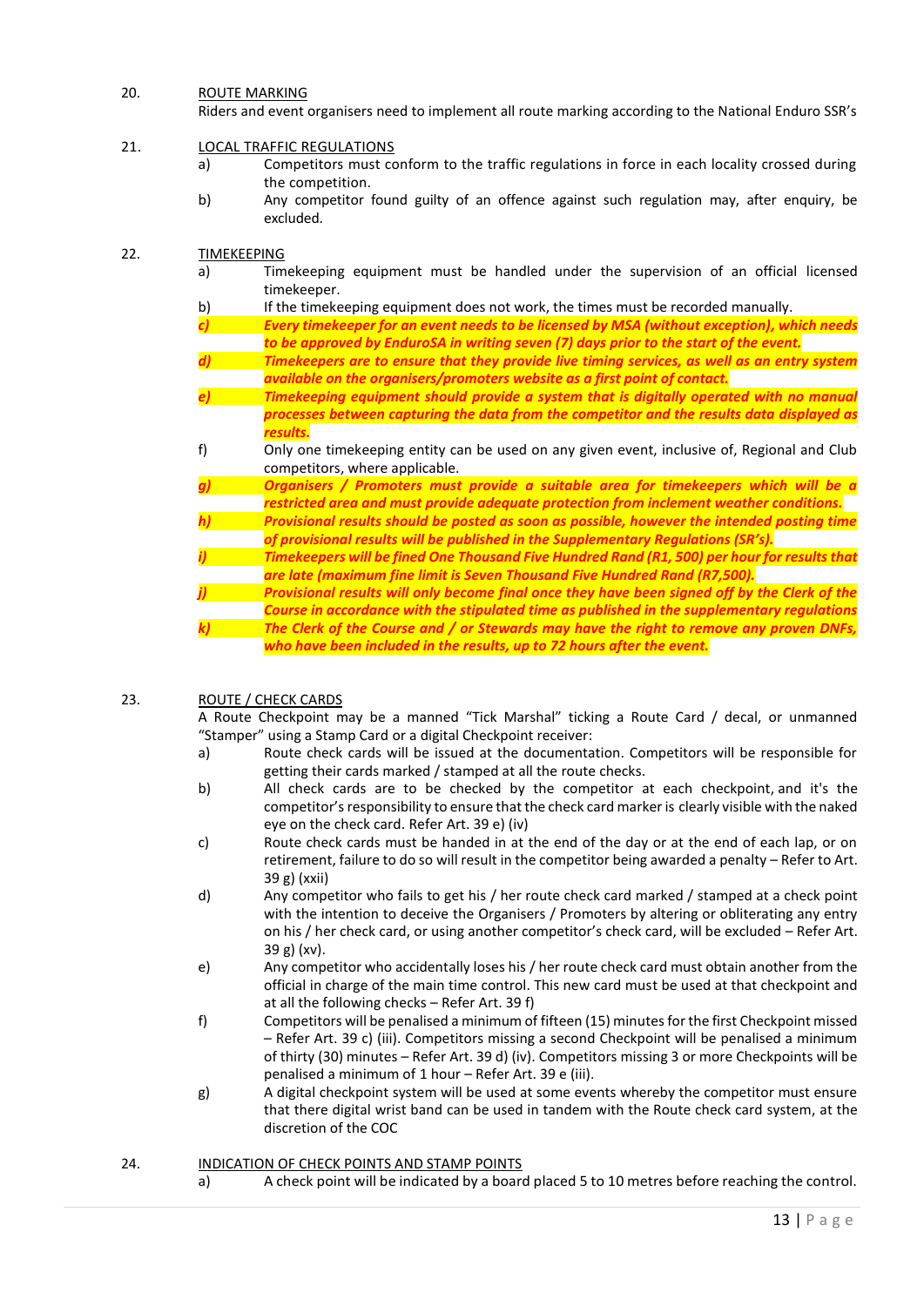20. ROUTE MARKING

Riders and event organisers need to implement all route marking according to the National Enduro SSR's

21. LOCAL TRAFFIC REGULATIONS

a) Competitors must conform to the traffic regulations in force in each locality crossed during the competition.

b) Any competitor found guilty of an offence against such regulation may, after enquiry, be excluded.

22. TIMEKEEPING

a) Timekeeping equipment must be handled under the supervision of an official licensed timekeeper.

b) If the timekeeping equipment does not work, the times must be recorded manually.

***c) Every timekeeper for an event needs to be licensed by MSA (without exception), which needs to be approved by EnduroSA in writing seven (7) days prior to the start of the event.***

***d) Timekeepers are to ensure that they provide live timing services, as well as an entry system available on the organisers/promoters website as a first point of contact.***

***e) Timekeeping equipment should provide a system that is digitally operated with no manual processes between capturing the data from the competitor and the results data displayed as results.***

f) Only one timekeeping entity can be used on any given event, inclusive of, Regional and Club competitors, where applicable.

***g) Organisers / Promoters must provide a suitable area for timekeepers which will be a restricted area and must provide adequate protection from inclement weather conditions.***

***h) Provisional results should be posted as soon as possible, however the intended posting time of provisional results will be published in the Supplementary Regulations (SR's).***

***i) Timekeepers will be fined One Thousand Five Hundred Rand (R1, 500) per hour for results that are late (maximum fine limit is Seven Thousand Five Hundred Rand (R7,500).***

***j) Provisional results will only become final once they have been signed off by the Clerk of the Course in accordance with the stipulated time as published in the supplementary regulations***

***k) The Clerk of the Course and / or Stewards may have the right to remove any proven DNFs, who have been included in the results, up to 72 hours after the event.***

23. ROUTE / CHECK CARDS

A Route Checkpoint may be a manned "Tick Marshal" ticking a Route Card / decal, or unmanned "Stamper" using a Stamp Card or a digital Checkpoint receiver:

a) Route check cards will be issued at the documentation. Competitors will be responsible for getting their cards marked / stamped at all the route checks.

b) All check cards are to be checked by the competitor at each checkpoint, and it's the competitor's responsibility to ensure that the check card marker is clearly visible with the naked eye on the check card. Refer Art. 39 e) (iv)

c) Route check cards must be handed in at the end of the day or at the end of each lap, or on retirement, failure to do so will result in the competitor being awarded a penalty – Refer to Art. 39 g) (xxii)

d) Any competitor who fails to get his / her route check card marked / stamped at a check point with the intention to deceive the Organisers / Promoters by altering or obliterating any entry on his / her check card, or using another competitor's check card, will be excluded – Refer Art. 39 g) (xv).

e) Any competitor who accidentally loses his / her route check card must obtain another from the official in charge of the main time control. This new card must be used at that checkpoint and at all the following checks – Refer Art. 39 f)

f) Competitors will be penalised a minimum of fifteen (15) minutes for the first Checkpoint missed – Refer Art. 39 c) (iii). Competitors missing a second Checkpoint will be penalised a minimum of thirty (30) minutes – Refer Art. 39 d) (iv). Competitors missing 3 or more Checkpoints will be penalised a minimum of 1 hour – Refer Art. 39 e (iii).

g) A digital checkpoint system will be used at some events whereby the competitor must ensure that there digital wrist band can be used in tandem with the Route check card system, at the discretion of the COC

24. INDICATION OF CHECK POINTS AND STAMP POINTS

a) A check point will be indicated by a board placed 5 to 10 metres before reaching the control.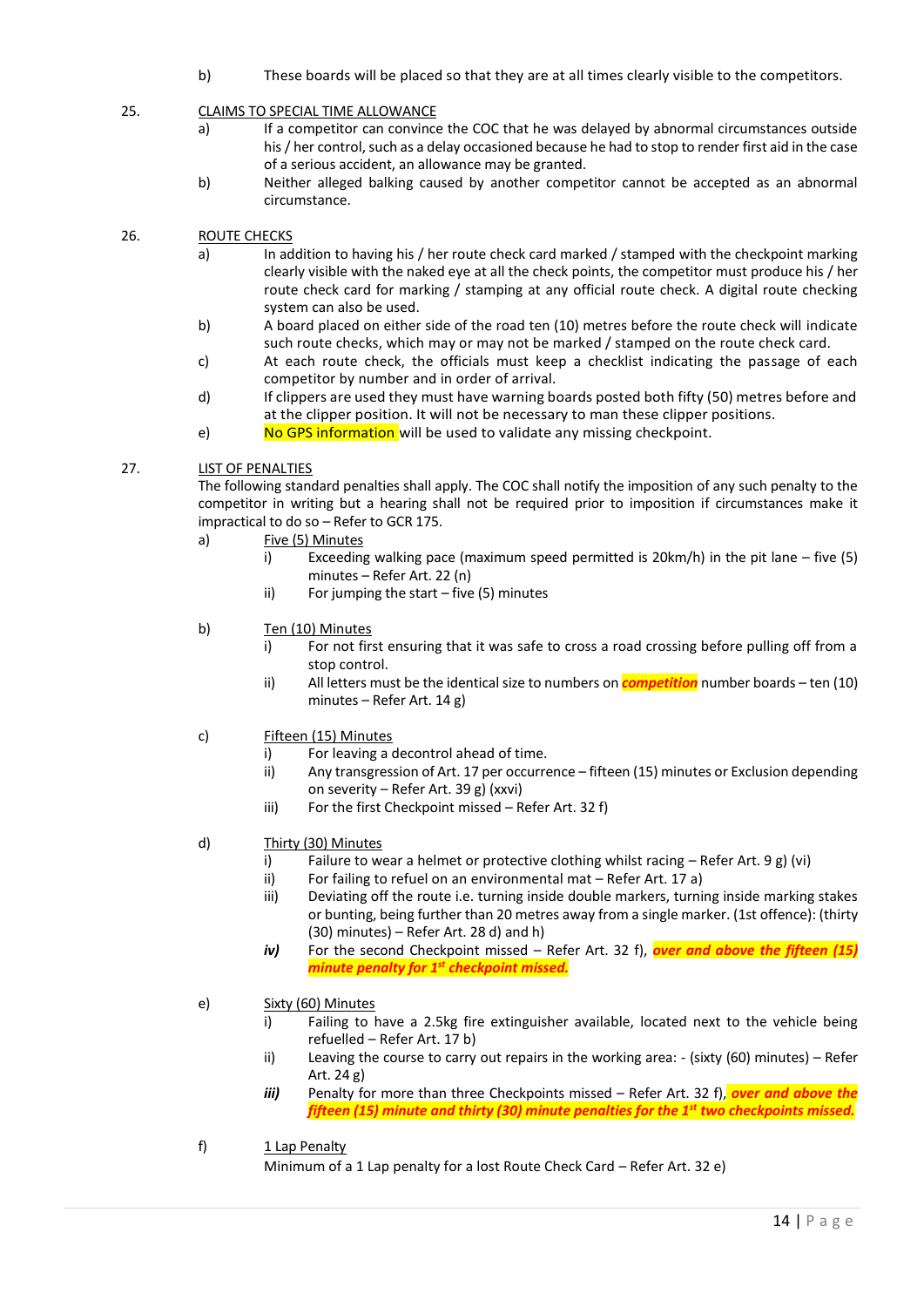b) These boards will be placed so that they are at all times clearly visible to the competitors.

25. CLAIMS TO SPECIAL TIME ALLOWANCE

a) If a competitor can convince the COC that he was delayed by abnormal circumstances outside his / her control, such as a delay occasioned because he had to stop to render first aid in the case of a serious accident, an allowance may be granted.

b) Neither alleged balking caused by another competitor cannot be accepted as an abnormal circumstance.

26. ROUTE CHECKS

a) In addition to having his / her route check card marked / stamped with the checkpoint marking clearly visible with the naked eye at all the check points, the competitor must produce his / her route check card for marking / stamping at any official route check. A digital route checking system can also be used.

b) A board placed on either side of the road ten (10) metres before the route check will indicate such route checks, which may or may not be marked / stamped on the route check card.

c) At each route check, the officials must keep a checklist indicating the passage of each competitor by number and in order of arrival.

d) If clippers are used they must have warning boards posted both fifty (50) metres before and at the clipper position. It will not be necessary to man these clipper positions.

e) No GPS information will be used to validate any missing checkpoint.

27. LIST OF PENALTIES

The following standard penalties shall apply. The COC shall notify the imposition of any such penalty to the competitor in writing but a hearing shall not be required prior to imposition if circumstances make it impractical to do so – Refer to GCR 175.

a) Five (5) Minutes

- i) Exceeding walking pace (maximum speed permitted is 20km/h) in the pit lane – five (5) minutes – Refer Art. 22 (n)
- ii) For jumping the start – five (5) minutes

b) Ten (10) Minutes

- i) For not first ensuring that it was safe to cross a road crossing before pulling off from a stop control.
- ii) All letters must be the identical size to numbers on ***competition*** number boards – ten (10) minutes – Refer Art. 14 g)

c) Fifteen (15) Minutes

- i) For leaving a decontrol ahead of time.
- ii) Any transgression of Art. 17 per occurrence – fifteen (15) minutes or Exclusion depending on severity – Refer Art. 39 g) (xxvi)
- iii) For the first Checkpoint missed – Refer Art. 32 f)

d) Thirty (30) Minutes

- i) Failure to wear a helmet or protective clothing whilst racing – Refer Art. 9 g) (vi)
- ii) For failing to refuel on an environmental mat – Refer Art. 17 a)
- iii) Deviating off the route i.e. turning inside double markers, turning inside marking stakes or bunting, being further than 20 metres away from a single marker. (1st offence): (thirty (30) minutes) – Refer Art. 28 d) and h)
- ***iv)*** For the second Checkpoint missed – Refer Art. 32 f), ***over and above the fifteen (15) minute penalty for 1st checkpoint missed.***

e) Sixty (60) Minutes

- i) Failing to have a 2.5kg fire extinguisher available, located next to the vehicle being refuelled – Refer Art. 17 b)
- ii) Leaving the course to carry out repairs in the working area: - (sixty (60) minutes) – Refer Art. 24 g)
- ***iii)*** Penalty for more than three Checkpoints missed – Refer Art. 32 f), ***over and above the fifteen (15) minute and thirty (30) minute penalties for the 1st two checkpoints missed.***

f) 1 Lap Penalty

Minimum of a 1 Lap penalty for a lost Route Check Card – Refer Art. 32 e)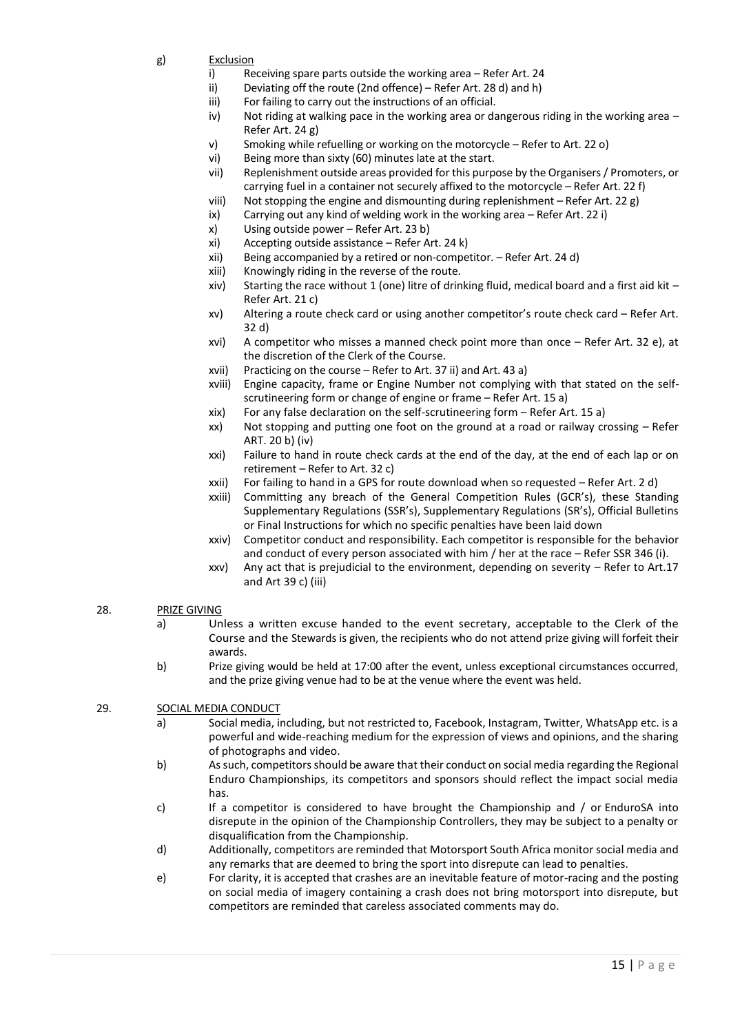g) Exclusion

i) Receiving spare parts outside the working area – Refer Art. 24
ii) Deviating off the route (2nd offence) – Refer Art. 28 d) and h)
iii) For failing to carry out the instructions of an official.
iv) Not riding at walking pace in the working area or dangerous riding in the working area – Refer Art. 24 g)
v) Smoking while refuelling or working on the motorcycle – Refer to Art. 22 o)
vi) Being more than sixty (60) minutes late at the start.
vii) Replenishment outside areas provided for this purpose by the Organisers / Promoters, or carrying fuel in a container not securely affixed to the motorcycle – Refer Art. 22 f)
viii) Not stopping the engine and dismounting during replenishment – Refer Art. 22 g)
ix) Carrying out any kind of welding work in the working area – Refer Art. 22 i)
x) Using outside power – Refer Art. 23 b)
xi) Accepting outside assistance – Refer Art. 24 k)
xii) Being accompanied by a retired or non-competitor. – Refer Art. 24 d)
xiii) Knowingly riding in the reverse of the route.
xiv) Starting the race without 1 (one) litre of drinking fluid, medical board and a first aid kit – Refer Art. 21 c)
xv) Altering a route check card or using another competitor's route check card – Refer Art. 32 d)
xvi) A competitor who misses a manned check point more than once – Refer Art. 32 e), at the discretion of the Clerk of the Course.
xvii) Practicing on the course – Refer to Art. 37 ii) and Art. 43 a)
xviii) Engine capacity, frame or Engine Number not complying with that stated on the self-scrutineering form or change of engine or frame – Refer Art. 15 a)
xix) For any false declaration on the self-scrutineering form – Refer Art. 15 a)
xx) Not stopping and putting one foot on the ground at a road or railway crossing – Refer ART. 20 b) (iv)
xxi) Failure to hand in route check cards at the end of the day, at the end of each lap or on retirement – Refer to Art. 32 c)
xxii) For failing to hand in a GPS for route download when so requested – Refer Art. 2 d)
xxiii) Committing any breach of the General Competition Rules (GCR's), these Standing Supplementary Regulations (SSR's), Supplementary Regulations (SR's), Official Bulletins or Final Instructions for which no specific penalties have been laid down
xxiv) Competitor conduct and responsibility. Each competitor is responsible for the behavior and conduct of every person associated with him / her at the race – Refer SSR 346 (i).
xxv) Any act that is prejudicial to the environment, depending on severity – Refer to Art.17 and Art 39 c) (iii)

## 28. PRIZE GIVING

a) Unless a written excuse handed to the event secretary, acceptable to the Clerk of the Course and the Stewards is given, the recipients who do not attend prize giving will forfeit their awards.

b) Prize giving would be held at 17:00 after the event, unless exceptional circumstances occurred, and the prize giving venue had to be at the venue where the event was held.

## 29. SOCIAL MEDIA CONDUCT

a) Social media, including, but not restricted to, Facebook, Instagram, Twitter, WhatsApp etc. is a powerful and wide-reaching medium for the expression of views and opinions, and the sharing of photographs and video.

b) As such, competitors should be aware that their conduct on social media regarding the Regional Enduro Championships, its competitors and sponsors should reflect the impact social media has.

c) If a competitor is considered to have brought the Championship and / or EnduroSA into disrepute in the opinion of the Championship Controllers, they may be subject to a penalty or disqualification from the Championship.

d) Additionally, competitors are reminded that Motorsport South Africa monitor social media and any remarks that are deemed to bring the sport into disrepute can lead to penalties.

e) For clarity, it is accepted that crashes are an inevitable feature of motor-racing and the posting on social media of imagery containing a crash does not bring motorsport into disrepute, but competitors are reminded that careless associated comments may do.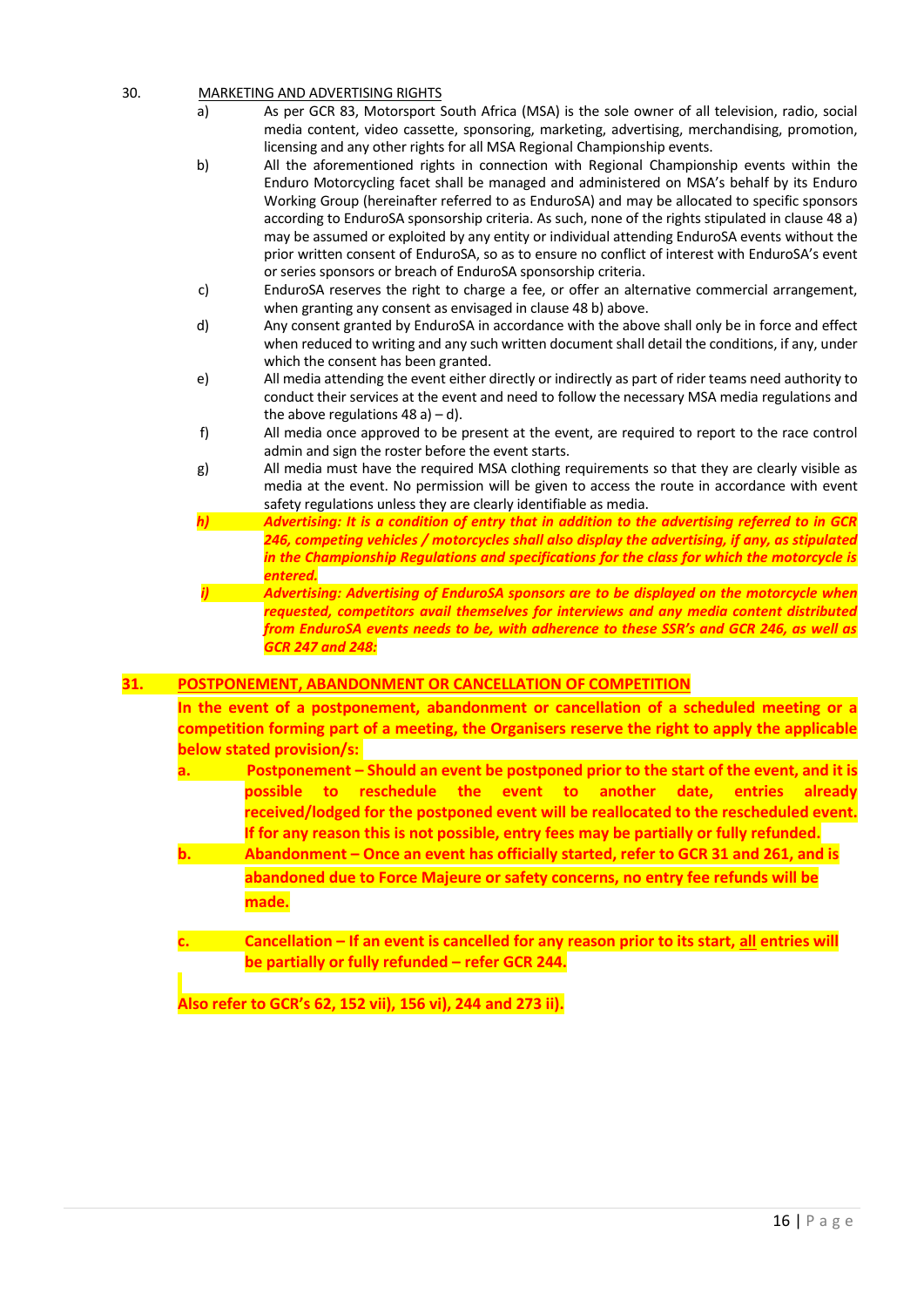30. MARKETING AND ADVERTISING RIGHTS

a) As per GCR 83, Motorsport South Africa (MSA) is the sole owner of all television, radio, social media content, video cassette, sponsoring, marketing, advertising, merchandising, promotion, licensing and any other rights for all MSA Regional Championship events.

b) All the aforementioned rights in connection with Regional Championship events within the Enduro Motorcycling facet shall be managed and administered on MSA's behalf by its Enduro Working Group (hereinafter referred to as EnduroSA) and may be allocated to specific sponsors according to EnduroSA sponsorship criteria. As such, none of the rights stipulated in clause 48 a) may be assumed or exploited by any entity or individual attending EnduroSA events without the prior written consent of EnduroSA, so as to ensure no conflict of interest with EnduroSA's event or series sponsors or breach of EnduroSA sponsorship criteria.

c) EnduroSA reserves the right to charge a fee, or offer an alternative commercial arrangement, when granting any consent as envisaged in clause 48 b) above.

d) Any consent granted by EnduroSA in accordance with the above shall only be in force and effect when reduced to writing and any such written document shall detail the conditions, if any, under which the consent has been granted.

e) All media attending the event either directly or indirectly as part of rider teams need authority to conduct their services at the event and need to follow the necessary MSA media regulations and the above regulations 48 a) – d).

f) All media once approved to be present at the event, are required to report to the race control admin and sign the roster before the event starts.

g) All media must have the required MSA clothing requirements so that they are clearly visible as media at the event. No permission will be given to access the route in accordance with event safety regulations unless they are clearly identifiable as media.

***h) Advertising: It is a condition of entry that in addition to the advertising referred to in GCR 246, competing vehicles / motorcycles shall also display the advertising, if any, as stipulated in the Championship Regulations and specifications for the class for which the motorcycle is entered.***

***i) Advertising: Advertising of EnduroSA sponsors are to be displayed on the motorcycle when requested, competitors avail themselves for interviews and any media content distributed from EnduroSA events needs to be, with adherence to these SSR's and GCR 246, as well as GCR 247 and 248:***

**31. POSTPONEMENT, ABANDONMENT OR CANCELLATION OF COMPETITION**

**In the event of a postponement, abandonment or cancellation of a scheduled meeting or a competition forming part of a meeting, the Organisers reserve the right to apply the applicable below stated provision/s:**

**a. Postponement – Should an event be postponed prior to the start of the event, and it is possible to reschedule the event to another date, entries already received/lodged for the postponed event will be reallocated to the rescheduled event. If for any reason this is not possible, entry fees may be partially or fully refunded.**

**b. Abandonment – Once an event has officially started, refer to GCR 31 and 261, and is abandoned due to Force Majeure or safety concerns, no entry fee refunds will be made.**

**c. Cancellation – If an event is cancelled for any reason prior to its start, all entries will be partially or fully refunded – refer GCR 244.**

**Also refer to GCR's 62, 152 vii), 156 vi), 244 and 273 ii).**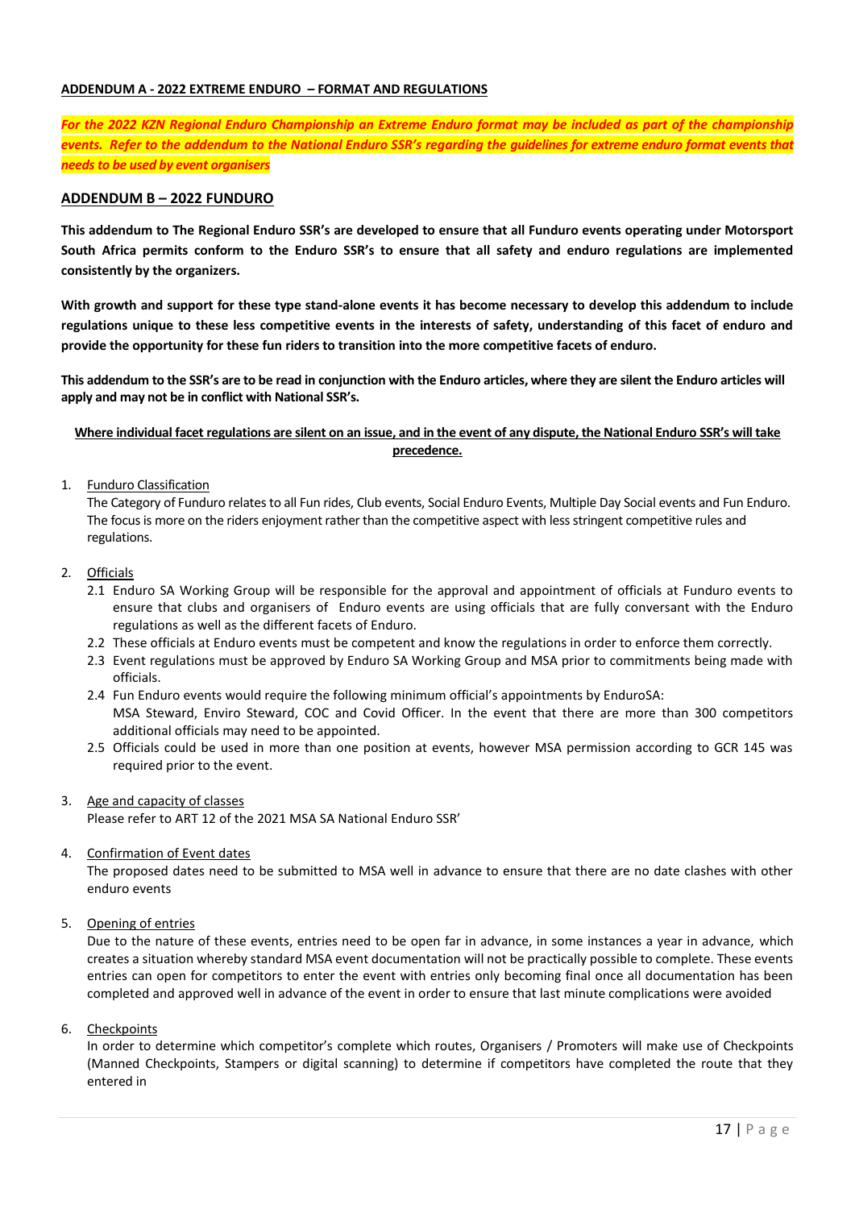**ADDENDUM A - 2022 EXTREME ENDURO – FORMAT AND REGULATIONS**

***For the 2022 KZN Regional Enduro Championship an Extreme Enduro format may be included as part of the championship events. Refer to the addendum to the National Enduro SSR's regarding the guidelines for extreme enduro format events that needs to be used by event organisers***

## ADDENDUM B – 2022 FUNDURO

**This addendum to The Regional Enduro SSR's are developed to ensure that all Funduro events operating under Motorsport South Africa permits conform to the Enduro SSR's to ensure that all safety and enduro regulations are implemented consistently by the organizers.**

**With growth and support for these type stand-alone events it has become necessary to develop this addendum to include regulations unique to these less competitive events in the interests of safety, understanding of this facet of enduro and provide the opportunity for these fun riders to transition into the more competitive facets of enduro.**

**This addendum to the SSR's are to be read in conjunction with the Enduro articles, where they are silent the Enduro articles will apply and may not be in conflict with National SSR's.**

**Where individual facet regulations are silent on an issue, and in the event of any dispute, the National Enduro SSR's will take precedence.**

1. Funduro Classification

   The Category of Funduro relates to all Fun rides, Club events, Social Enduro Events, Multiple Day Social events and Fun Enduro. The focus is more on the riders enjoyment rather than the competitive aspect with less stringent competitive rules and regulations.

2. Officials

   2.1 Enduro SA Working Group will be responsible for the approval and appointment of officials at Funduro events to ensure that clubs and organisers of Enduro events are using officials that are fully conversant with the Enduro regulations as well as the different facets of Enduro.

   2.2 These officials at Enduro events must be competent and know the regulations in order to enforce them correctly.

   2.3 Event regulations must be approved by Enduro SA Working Group and MSA prior to commitments being made with officials.

   2.4 Fun Enduro events would require the following minimum official's appointments by EnduroSA:
   MSA Steward, Enviro Steward, COC and Covid Officer. In the event that there are more than 300 competitors additional officials may need to be appointed.

   2.5 Officials could be used in more than one position at events, however MSA permission according to GCR 145 was required prior to the event.

3. Age and capacity of classes

   Please refer to ART 12 of the 2021 MSA SA National Enduro SSR'

4. Confirmation of Event dates

   The proposed dates need to be submitted to MSA well in advance to ensure that there are no date clashes with other enduro events

5. Opening of entries

   Due to the nature of these events, entries need to be open far in advance, in some instances a year in advance, which creates a situation whereby standard MSA event documentation will not be practically possible to complete. These events entries can open for competitors to enter the event with entries only becoming final once all documentation has been completed and approved well in advance of the event in order to ensure that last minute complications were avoided

6. Checkpoints

   In order to determine which competitor's complete which routes, Organisers / Promoters will make use of Checkpoints (Manned Checkpoints, Stampers or digital scanning) to determine if competitors have completed the route that they entered in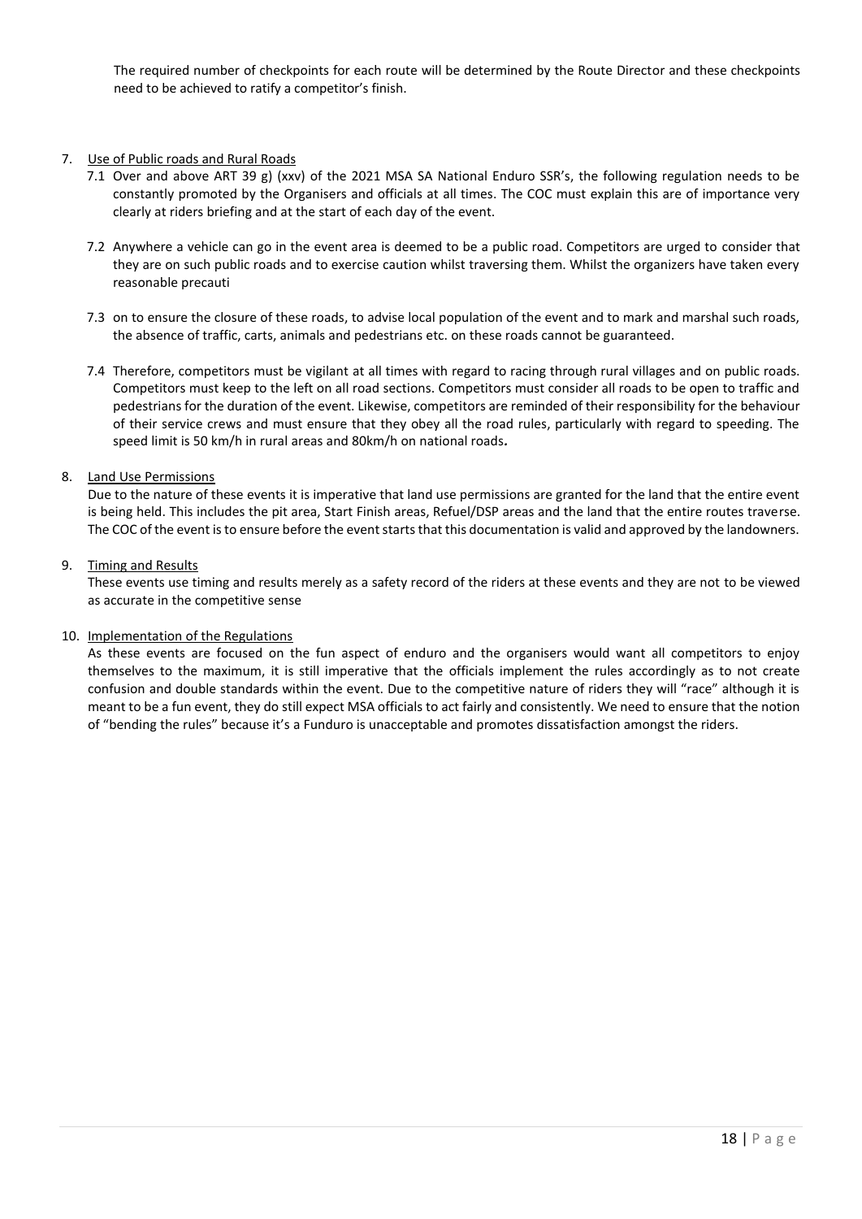The required number of checkpoints for each route will be determined by the Route Director and these checkpoints need to be achieved to ratify a competitor's finish.

7. Use of Public roads and Rural Roads
   7.1 Over and above ART 39 g) (xxv) of the 2021 MSA SA National Enduro SSR's, the following regulation needs to be constantly promoted by the Organisers and officials at all times. The COC must explain this are of importance very clearly at riders briefing and at the start of each day of the event.

   7.2 Anywhere a vehicle can go in the event area is deemed to be a public road. Competitors are urged to consider that they are on such public roads and to exercise caution whilst traversing them. Whilst the organizers have taken every reasonable precauti

   7.3 on to ensure the closure of these roads, to advise local population of the event and to mark and marshal such roads, the absence of traffic, carts, animals and pedestrians etc. on these roads cannot be guaranteed.

   7.4 Therefore, competitors must be vigilant at all times with regard to racing through rural villages and on public roads. Competitors must keep to the left on all road sections. Competitors must consider all roads to be open to traffic and pedestrians for the duration of the event. Likewise, competitors are reminded of their responsibility for the behaviour of their service crews and must ensure that they obey all the road rules, particularly with regard to speeding. The speed limit is 50 km/h in rural areas and 80km/h on national roads**.**

8. Land Use Permissions

   Due to the nature of these events it is imperative that land use permissions are granted for the land that the entire event is being held. This includes the pit area, Start Finish areas, Refuel/DSP areas and the land that the entire routes traverse. The COC of the event is to ensure before the event starts that this documentation is valid and approved by the landowners.

9. Timing and Results

   These events use timing and results merely as a safety record of the riders at these events and they are not to be viewed as accurate in the competitive sense

10. Implementation of the Regulations

    As these events are focused on the fun aspect of enduro and the organisers would want all competitors to enjoy themselves to the maximum, it is still imperative that the officials implement the rules accordingly as to not create confusion and double standards within the event. Due to the competitive nature of riders they will "race" although it is meant to be a fun event, they do still expect MSA officials to act fairly and consistently. We need to ensure that the notion of "bending the rules" because it's a Funduro is unacceptable and promotes dissatisfaction amongst the riders.